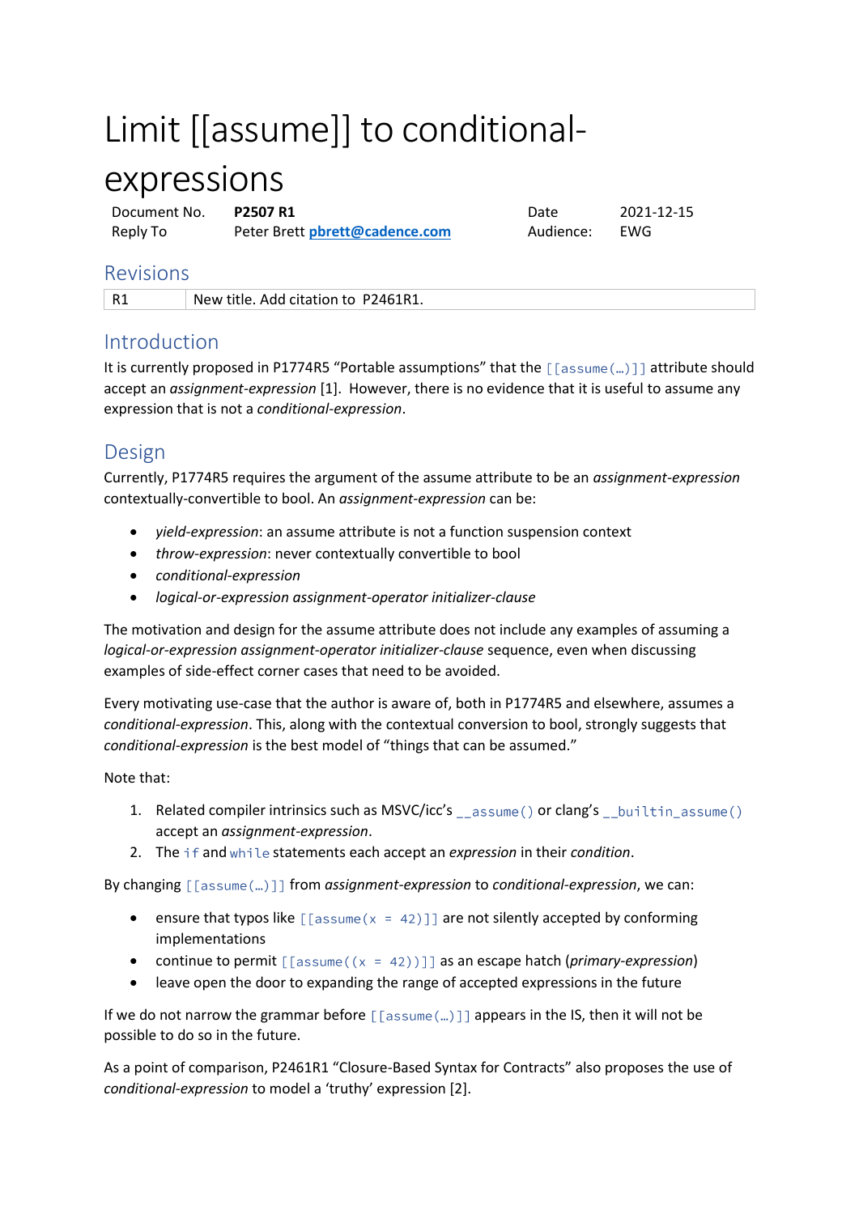# Limit [[assume]] to conditional-expressions

| Document No. | **P2507 R1** | Date | 2021-12-15 |
|---|---|---|---|
| Reply To | Peter Brett **pbrett@cadence.com** | Audience: | EWG |

## Revisions

| R1 | New title. Add citation to P2461R1. |
|---|---|

## Introduction

It is currently proposed in P1774R5 "Portable assumptions" that the `[[assume(…)]]` attribute should accept an *assignment-expression* [1]. However, there is no evidence that it is useful to assume any expression that is not a *conditional-expression*.

## Design

Currently, P1774R5 requires the argument of the assume attribute to be an *assignment-expression* contextually-convertible to bool. An *assignment-expression* can be:

- *yield-expression*: an assume attribute is not a function suspension context
- *throw-expression*: never contextually convertible to bool
- *conditional-expression*
- *logical-or-expression assignment-operator initializer-clause*

The motivation and design for the assume attribute does not include any examples of assuming a *logical-or-expression assignment-operator initializer-clause* sequence, even when discussing examples of side-effect corner cases that need to be avoided.

Every motivating use-case that the author is aware of, both in P1774R5 and elsewhere, assumes a *conditional-expression*. This, along with the contextual conversion to bool, strongly suggests that *conditional-expression* is the best model of "things that can be assumed."

Note that:

1. Related compiler intrinsics such as MSVC/icc's `__assume()` or clang's `__builtin_assume()` accept an *assignment-expression*.
2. The `if` and `while` statements each accept an *expression* in their *condition*.

By changing `[[assume(…)]]` from *assignment-expression* to *conditional-expression*, we can:

- ensure that typos like `[[assume(x = 42)]]` are not silently accepted by conforming implementations
- continue to permit `[[assume((x = 42))]]` as an escape hatch (*primary-expression*)
- leave open the door to expanding the range of accepted expressions in the future

If we do not narrow the grammar before `[[assume(…)]]` appears in the IS, then it will not be possible to do so in the future.

As a point of comparison, P2461R1 "Closure-Based Syntax for Contracts" also proposes the use of *conditional-expression* to model a 'truthy' expression [2].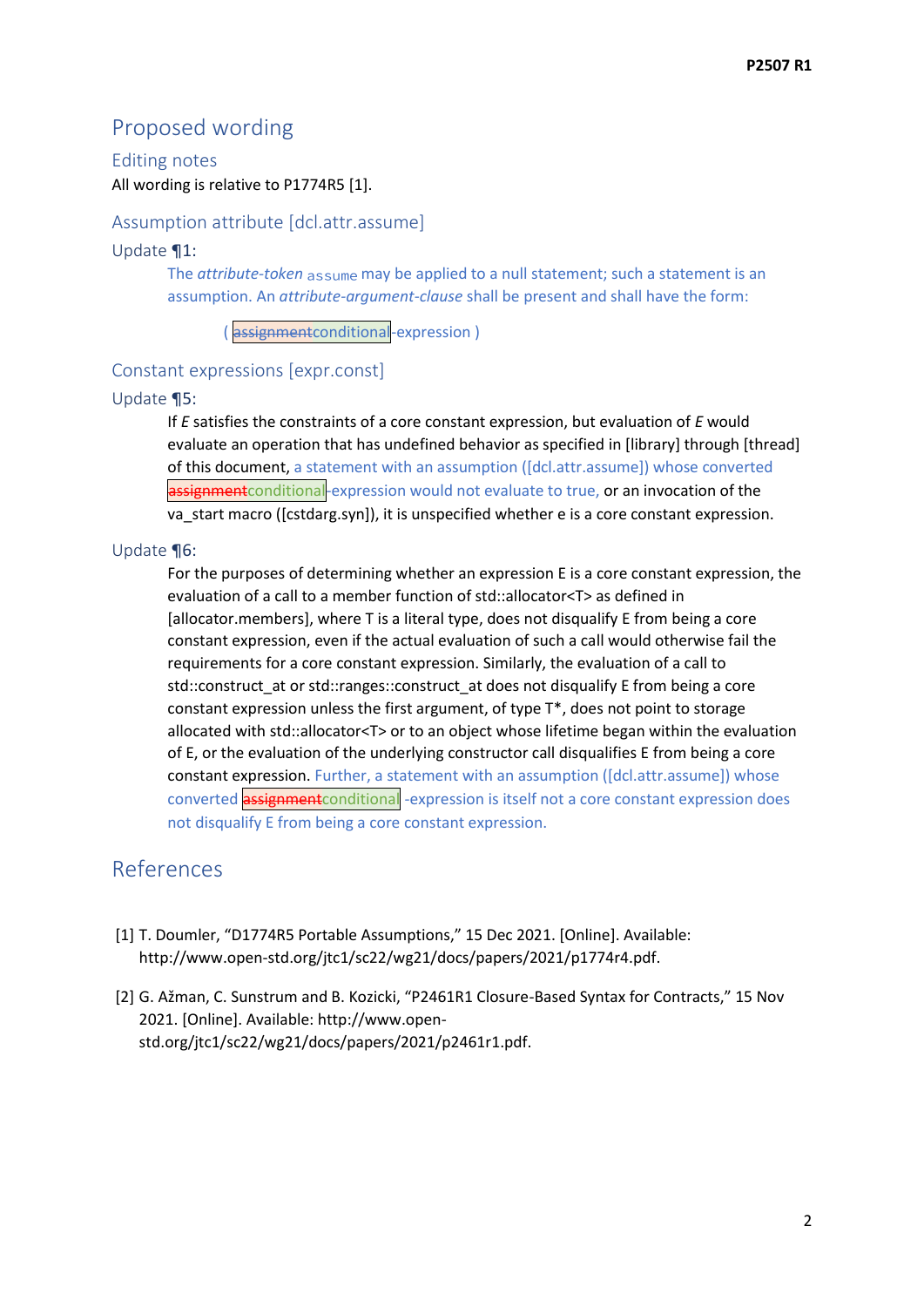# Proposed wording

## Editing notes

All wording is relative to P1774R5 [1].

## Assumption attribute [dcl.attr.assume]

### Update ¶1:

> The *attribute-token* `assume` may be applied to a null statement; such a statement is an assumption. An *attribute-argument-clause* shall be present and shall have the form:
>
> ( ~~assignment~~conditional-expression )

## Constant expressions [expr.const]

### Update ¶5:

> If *E* satisfies the constraints of a core constant expression, but evaluation of *E* would evaluate an operation that has undefined behavior as specified in [library] through [thread] of this document, a statement with an assumption ([dcl.attr.assume]) whose converted ~~assignment~~conditional-expression would not evaluate to true, or an invocation of the va_start macro ([cstdarg.syn]), it is unspecified whether e is a core constant expression.

### Update ¶6:

> For the purposes of determining whether an expression E is a core constant expression, the evaluation of a call to a member function of std::allocator<T> as defined in [allocator.members], where T is a literal type, does not disqualify E from being a core constant expression, even if the actual evaluation of such a call would otherwise fail the requirements for a core constant expression. Similarly, the evaluation of a call to std::construct_at or std::ranges::construct_at does not disqualify E from being a core constant expression unless the first argument, of type T*, does not point to storage allocated with std::allocator<T> or to an object whose lifetime began within the evaluation of E, or the evaluation of the underlying constructor call disqualifies E from being a core constant expression. Further, a statement with an assumption ([dcl.attr.assume]) whose converted ~~assignment~~conditional -expression is itself not a core constant expression does not disqualify E from being a core constant expression.

# References

[1] T. Doumler, "D1774R5 Portable Assumptions," 15 Dec 2021. [Online]. Available: http://www.open-std.org/jtc1/sc22/wg21/docs/papers/2021/p1774r4.pdf.

[2] G. Ažman, C. Sunstrum and B. Kozicki, "P2461R1 Closure-Based Syntax for Contracts," 15 Nov 2021. [Online]. Available: http://www.open-std.org/jtc1/sc22/wg21/docs/papers/2021/p2461r1.pdf.